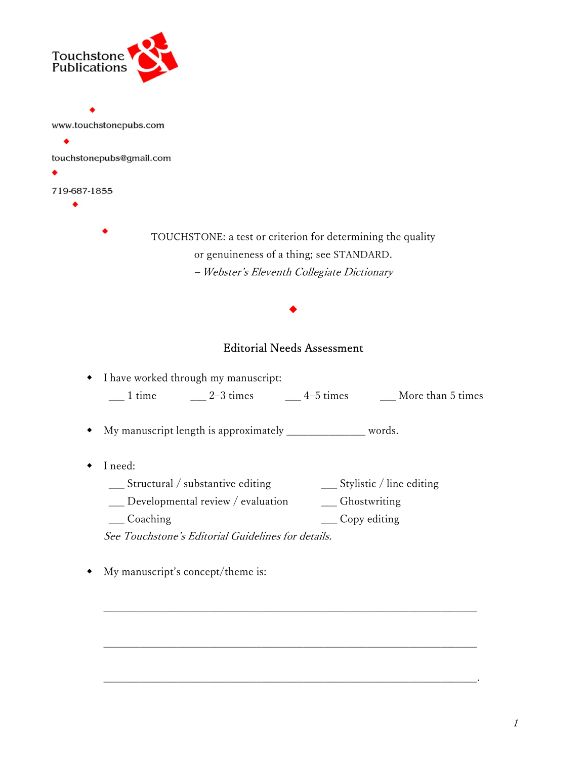Touchstone Publications

www.touchstonepubs.com

touchstonepubs@gmail.com

719-687-1855

TOUCHSTONE: a test or criterion for determining the quality or genuineness of a thing; see STANDARD.
– *Webster's Eleventh Collegiate Dictionary*

## Editorial Needs Assessment

- I have worked through my manuscript:
  ___ 1 time ___ 2–3 times ___ 4–5 times ___ More than 5 times

- My manuscript length is approximately ______________ words.

- I need:
  ___ Structural / substantive editing
  ___ Developmental review / evaluation
  ___ Coaching
  ___ Stylistic / line editing
  ___ Ghostwriting
  ___ Copy editing
  *See Touchstone's Editorial Guidelines for details.*

- My manuscript's concept/theme is:

  ___________________________________________________________________

  ___________________________________________________________________

  ___________________________________________________________________.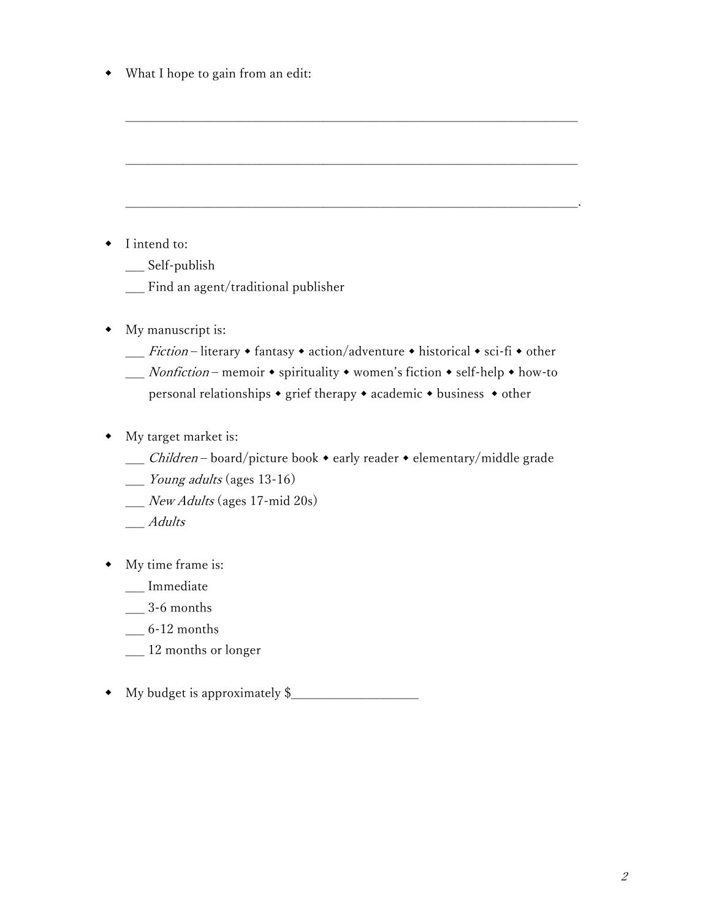- What I hope to gain from an edit:

  ___________________________________________________________________________

  ___________________________________________________________________________

  ___________________________________________________________________________.

- I intend to:
  ___ Self-publish
  ___ Find an agent/traditional publisher

- My manuscript is:
  ___ *Fiction* – literary ◆ fantasy ◆ action/adventure ◆ historical ◆ sci-fi ◆ other
  ___ *Nonfiction* – memoir ◆ spirituality ◆ women's fiction ◆ self-help ◆ how-to personal relationships ◆ grief therapy ◆ academic ◆ business ◆ other

- My target market is:
  ___ *Children* – board/picture book ◆ early reader ◆ elementary/middle grade
  ___ *Young adults* (ages 13-16)
  ___ *New Adults* (ages 17-mid 20s)
  ___ *Adults*

- My time frame is:
  ___ Immediate
  ___ 3-6 months
  ___ 6-12 months
  ___ 12 months or longer

- My budget is approximately $____________________